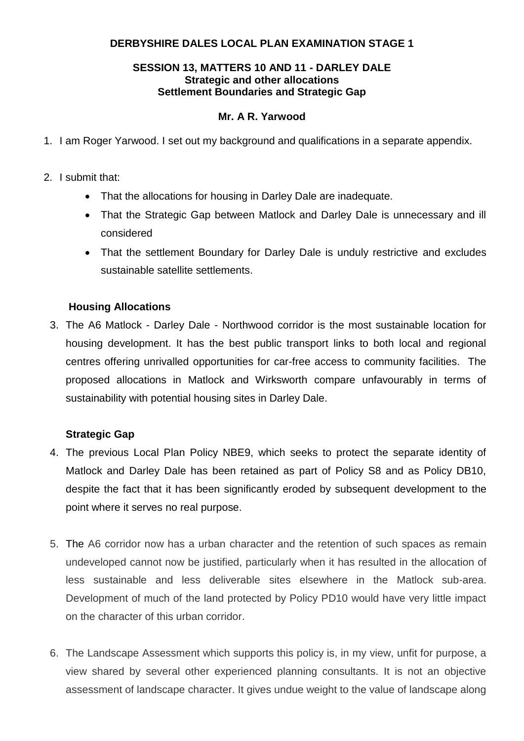**DERBYSHIRE DALES LOCAL PLAN EXAMINATION STAGE 1**

**SESSION 13, MATTERS 10 AND 11 - DARLEY DALE**
**Strategic and other allocations**
**Settlement Boundaries and Strategic Gap**

**Mr. A R. Yarwood**

1. I am Roger Yarwood. I set out my background and qualifications in a separate appendix.

2. I submit that:
   - That the allocations for housing in Darley Dale are inadequate.
   - That the Strategic Gap between Matlock and Darley Dale is unnecessary and ill considered
   - That the settlement Boundary for Darley Dale is unduly restrictive and excludes sustainable satellite settlements.

**Housing Allocations**

3. The A6 Matlock - Darley Dale - Northwood corridor is the most sustainable location for housing development. It has the best public transport links to both local and regional centres offering unrivalled opportunities for car-free access to community facilities. The proposed allocations in Matlock and Wirksworth compare unfavourably in terms of sustainability with potential housing sites in Darley Dale.

**Strategic Gap**

4. The previous Local Plan Policy NBE9, which seeks to protect the separate identity of Matlock and Darley Dale has been retained as part of Policy S8 and as Policy DB10, despite the fact that it has been significantly eroded by subsequent development to the point where it serves no real purpose.

5. The A6 corridor now has a urban character and the retention of such spaces as remain undeveloped cannot now be justified, particularly when it has resulted in the allocation of less sustainable and less deliverable sites elsewhere in the Matlock sub-area. Development of much of the land protected by Policy PD10 would have very little impact on the character of this urban corridor.

6. The Landscape Assessment which supports this policy is, in my view, unfit for purpose, a view shared by several other experienced planning consultants. It is not an objective assessment of landscape character. It gives undue weight to the value of landscape along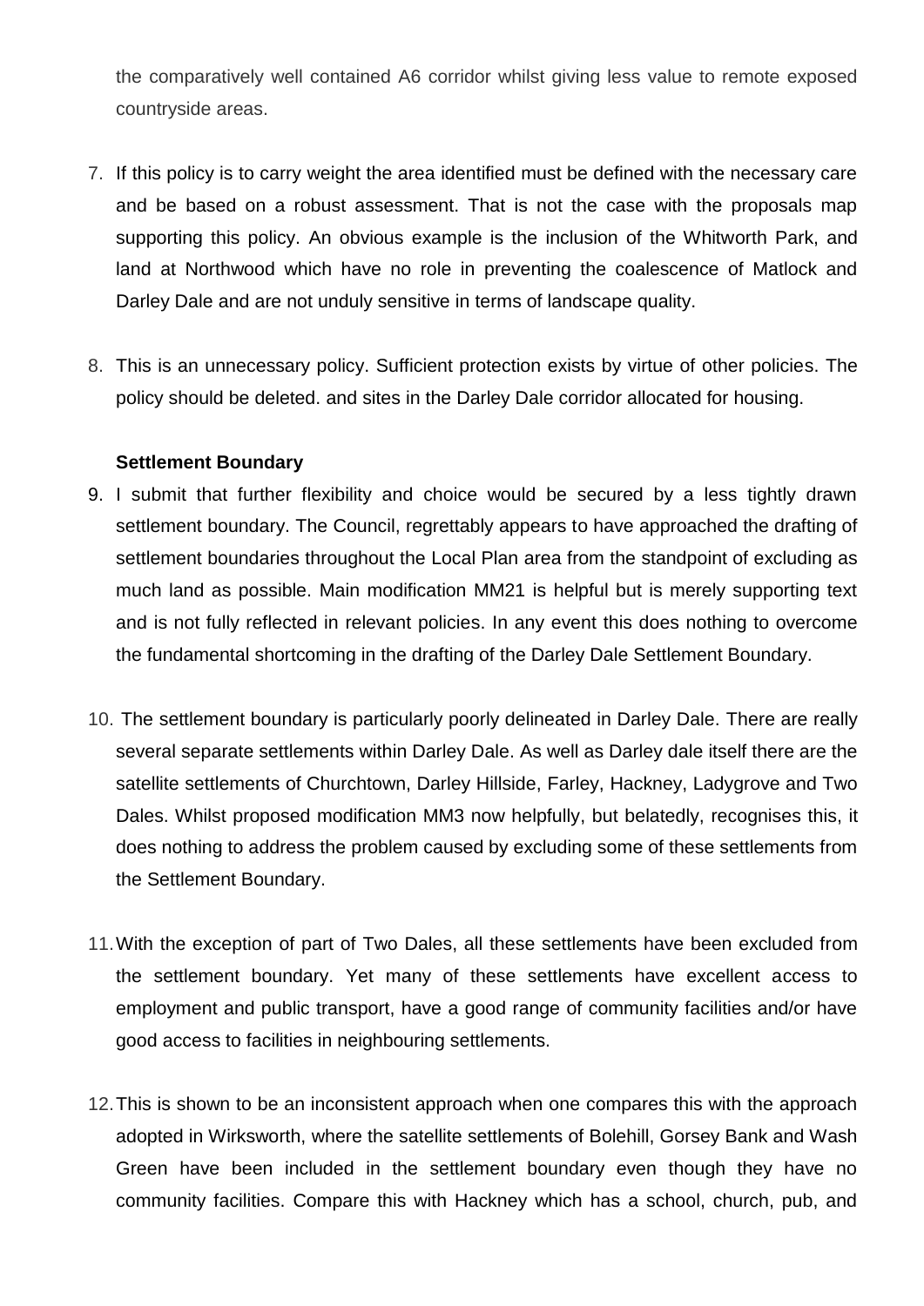the comparatively well contained A6 corridor whilst giving less value to remote exposed countryside areas.

7. If this policy is to carry weight the area identified must be defined with the necessary care and be based on a robust assessment. That is not the case with the proposals map supporting this policy. An obvious example is the inclusion of the Whitworth Park, and land at Northwood which have no role in preventing the coalescence of Matlock and Darley Dale and are not unduly sensitive in terms of landscape quality.

8. This is an unnecessary policy. Sufficient protection exists by virtue of other policies. The policy should be deleted. and sites in the Darley Dale corridor allocated for housing.

**Settlement Boundary**

9. I submit that further flexibility and choice would be secured by a less tightly drawn settlement boundary. The Council, regrettably appears to have approached the drafting of settlement boundaries throughout the Local Plan area from the standpoint of excluding as much land as possible. Main modification MM21 is helpful but is merely supporting text and is not fully reflected in relevant policies. In any event this does nothing to overcome the fundamental shortcoming in the drafting of the Darley Dale Settlement Boundary.

10. The settlement boundary is particularly poorly delineated in Darley Dale. There are really several separate settlements within Darley Dale. As well as Darley dale itself there are the satellite settlements of Churchtown, Darley Hillside, Farley, Hackney, Ladygrove and Two Dales. Whilst proposed modification MM3 now helpfully, but belatedly, recognises this, it does nothing to address the problem caused by excluding some of these settlements from the Settlement Boundary.

11. With the exception of part of Two Dales, all these settlements have been excluded from the settlement boundary. Yet many of these settlements have excellent access to employment and public transport, have a good range of community facilities and/or have good access to facilities in neighbouring settlements.

12. This is shown to be an inconsistent approach when one compares this with the approach adopted in Wirksworth, where the satellite settlements of Bolehill, Gorsey Bank and Wash Green have been included in the settlement boundary even though they have no community facilities. Compare this with Hackney which has a school, church, pub, and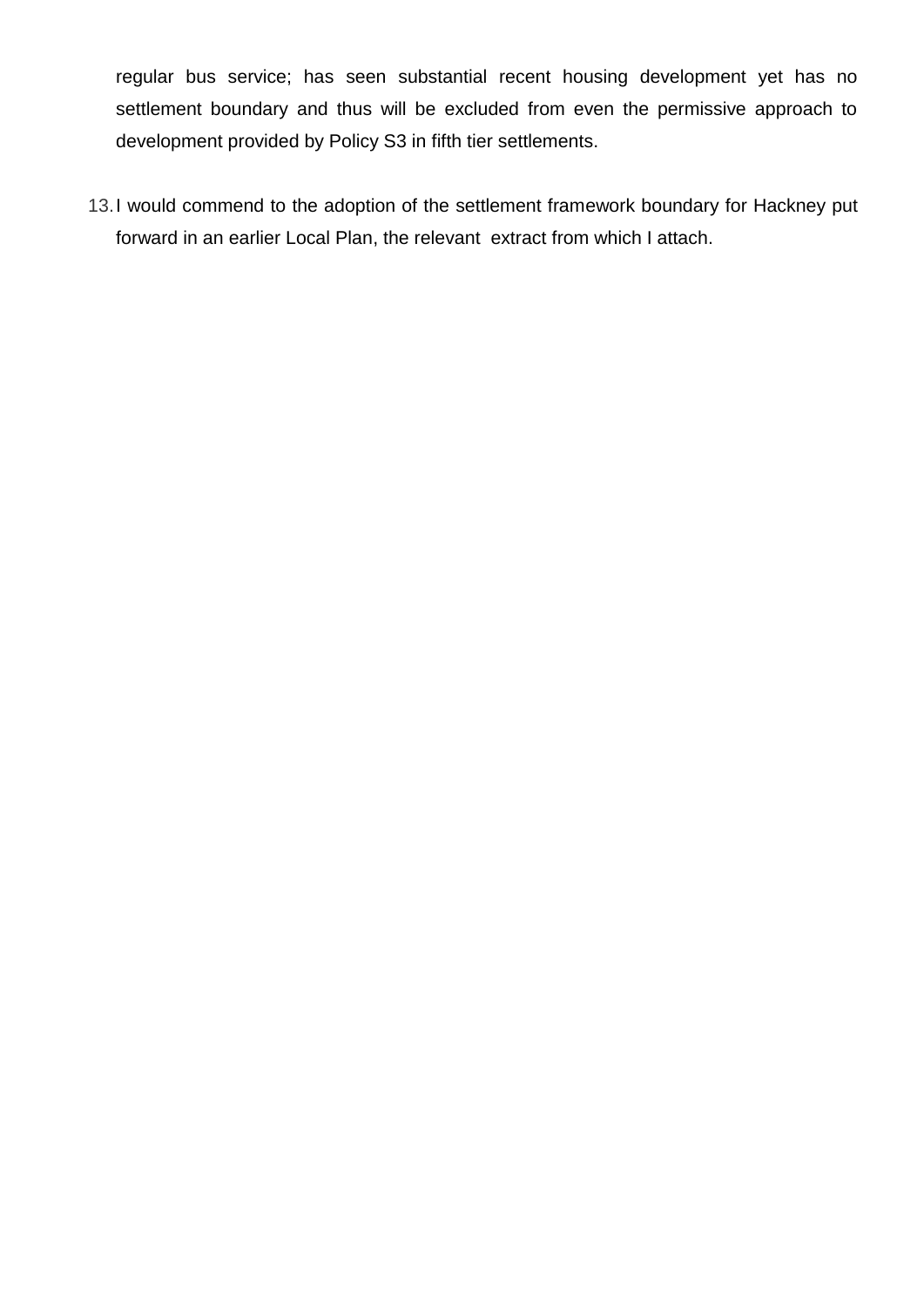regular bus service; has seen substantial recent housing development yet has no settlement boundary and thus will be excluded from even the permissive approach to development provided by Policy S3 in fifth tier settlements.

13. I would commend to the adoption of the settlement framework boundary for Hackney put forward in an earlier Local Plan, the relevant extract from which I attach.